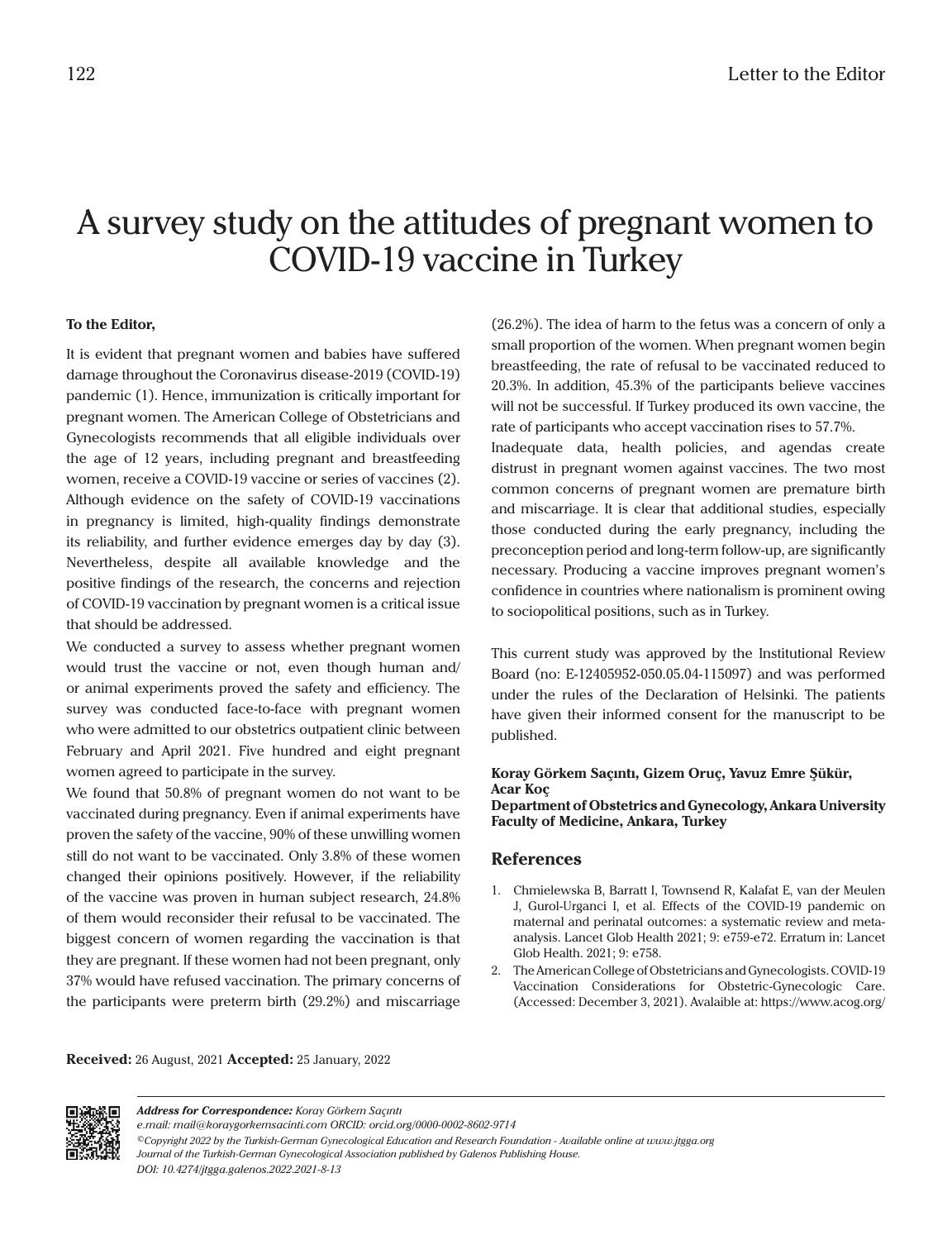# A survey study on the attitudes of pregnant women to COVID-19 vaccine in Turkey

**To the Editor,**

It is evident that pregnant women and babies have suffered damage throughout the Coronavirus disease-2019 (COVID-19) pandemic (1). Hence, immunization is critically important for pregnant women. The American College of Obstetricians and Gynecologists recommends that all eligible individuals over the age of 12 years, including pregnant and breastfeeding women, receive a COVID-19 vaccine or series of vaccines (2). Although evidence on the safety of COVID-19 vaccinations in pregnancy is limited, high-quality findings demonstrate its reliability, and further evidence emerges day by day (3). Nevertheless, despite all available knowledge and the positive findings of the research, the concerns and rejection of COVID-19 vaccination by pregnant women is a critical issue that should be addressed.

We conducted a survey to assess whether pregnant women would trust the vaccine or not, even though human and/or animal experiments proved the safety and efficiency. The survey was conducted face-to-face with pregnant women who were admitted to our obstetrics outpatient clinic between February and April 2021. Five hundred and eight pregnant women agreed to participate in the survey.

We found that 50.8% of pregnant women do not want to be vaccinated during pregnancy. Even if animal experiments have proven the safety of the vaccine, 90% of these unwilling women still do not want to be vaccinated. Only 3.8% of these women changed their opinions positively. However, if the reliability of the vaccine was proven in human subject research, 24.8% of them would reconsider their refusal to be vaccinated. The biggest concern of women regarding the vaccination is that they are pregnant. If these women had not been pregnant, only 37% would have refused vaccination. The primary concerns of the participants were preterm birth (29.2%) and miscarriage (26.2%). The idea of harm to the fetus was a concern of only a small proportion of the women. When pregnant women begin breastfeeding, the rate of refusal to be vaccinated reduced to 20.3%. In addition, 45.3% of the participants believe vaccines will not be successful. If Turkey produced its own vaccine, the rate of participants who accept vaccination rises to 57.7%.

Inadequate data, health policies, and agendas create distrust in pregnant women against vaccines. The two most common concerns of pregnant women are premature birth and miscarriage. It is clear that additional studies, especially those conducted during the early pregnancy, including the preconception period and long-term follow-up, are significantly necessary. Producing a vaccine improves pregnant women's confidence in countries where nationalism is prominent owing to sociopolitical positions, such as in Turkey.

This current study was approved by the Institutional Review Board (no: E-12405952-050.05.04-115097) and was performed under the rules of the Declaration of Helsinki. The patients have given their informed consent for the manuscript to be published.

**Koray Görkem Saçıntı, Gizem Oruç, Yavuz Emre Şükür, Acar Koç**
**Department of Obstetrics and Gynecology, Ankara University Faculty of Medicine, Ankara, Turkey**

## References

1. Chmielewska B, Barratt I, Townsend R, Kalafat E, van der Meulen J, Gurol-Urganci I, et al. Effects of the COVID-19 pandemic on maternal and perinatal outcomes: a systematic review and meta-analysis. Lancet Glob Health 2021; 9: e759-e72. Erratum in: Lancet Glob Health. 2021; 9: e758.
2. The American College of Obstetricians and Gynecologists. COVID-19 Vaccination Considerations for Obstetric-Gynecologic Care. (Accessed: December 3, 2021). Avalaible at: https://www.acog.org/

**Received:** 26 August, 2021 **Accepted:** 25 January, 2022

*Address for Correspondence: Koray Görkem Saçıntı*
*e.mail: mail@koraygorkemsacinti.com ORCID: orcid.org/0000-0002-8602-9714*
*©Copyright 2022 by the Turkish-German Gynecological Education and Research Foundation - Available online at www.jtgga.org*
*Journal of the Turkish-German Gynecological Association published by Galenos Publishing House.*
*DOI: 10.4274/jtgga.galenos.2022.2021-8-13*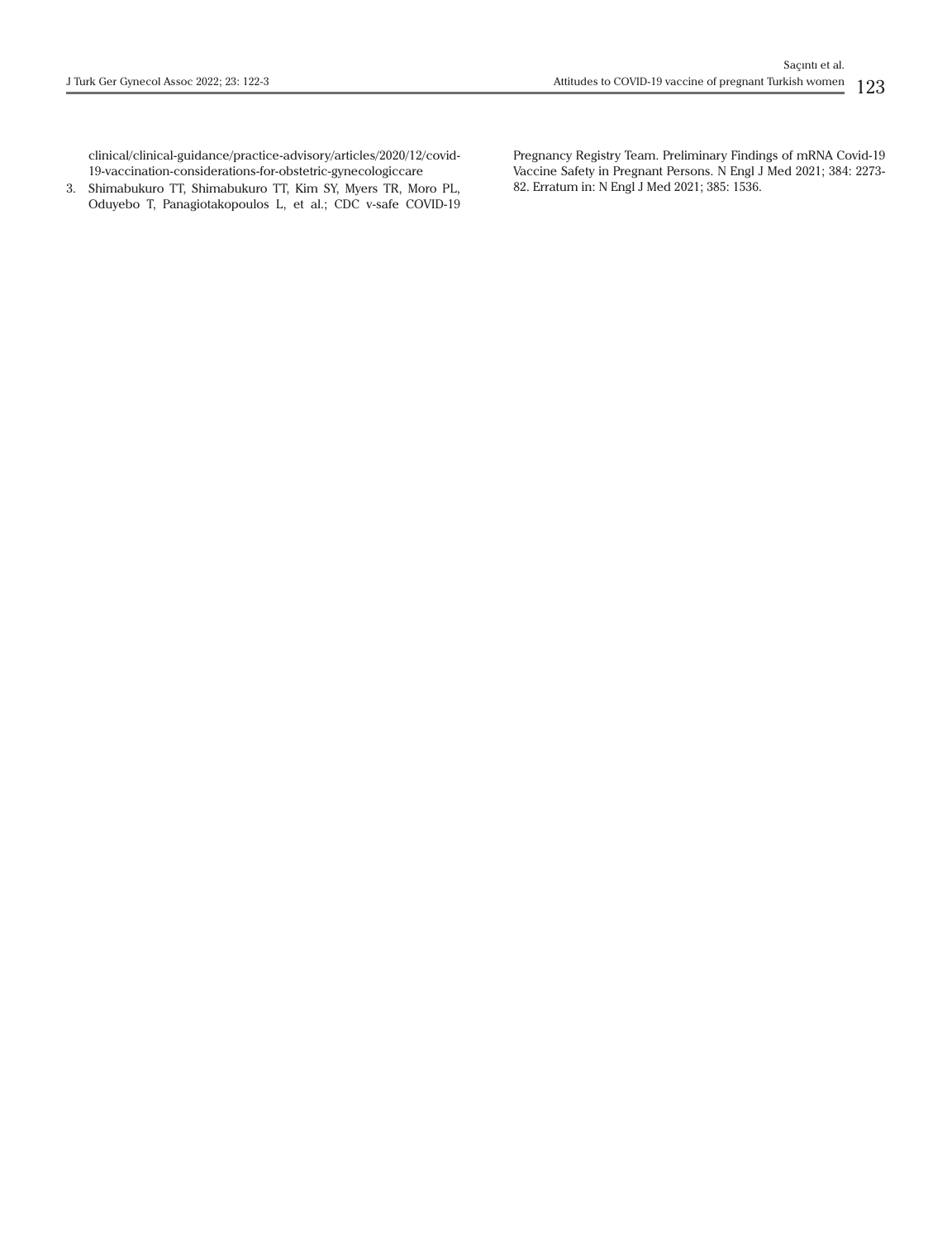clinical/clinical-guidance/practice-advisory/articles/2020/12/covid-19-vaccination-considerations-for-obstetric-gynecologiccare

3. Shimabukuro TT, Shimabukuro TT, Kim SY, Myers TR, Moro PL, Oduyebo T, Panagiotakopoulos L, et al.; CDC v-safe COVID-19 Pregnancy Registry Team. Preliminary Findings of mRNA Covid-19 Vaccine Safety in Pregnant Persons. N Engl J Med 2021; 384: 2273-82. Erratum in: N Engl J Med 2021; 385: 1536.